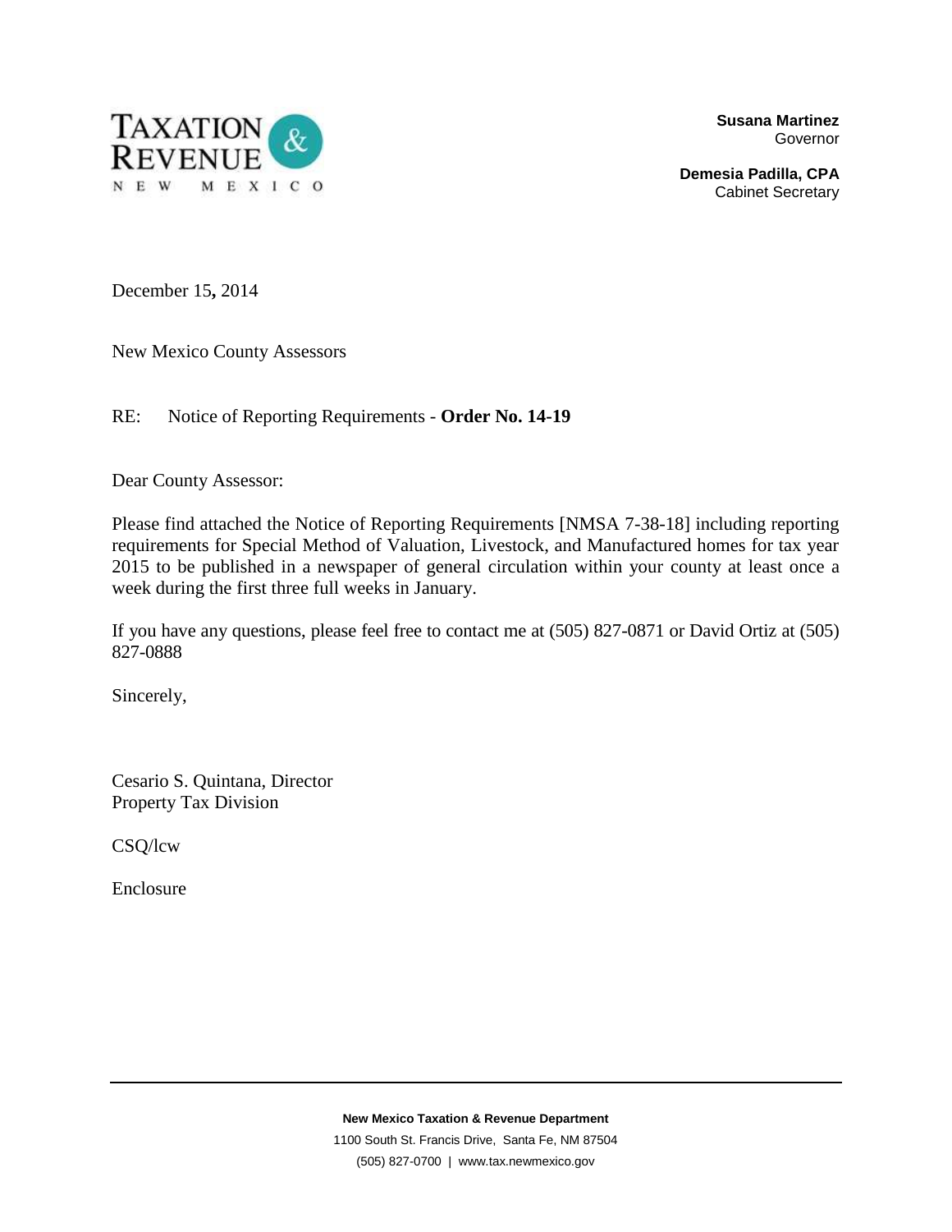TAXATION & REVENUE
NEW MEXICO

**Susana Martinez**
Governor

**Demesia Padilla, CPA**
Cabinet Secretary

December 15**,** 2014

New Mexico County Assessors

RE: Notice of Reporting Requirements - **Order No. 14-19**

Dear County Assessor:

Please find attached the Notice of Reporting Requirements [NMSA 7-38-18] including reporting requirements for Special Method of Valuation, Livestock, and Manufactured homes for tax year 2015 to be published in a newspaper of general circulation within your county at least once a week during the first three full weeks in January.

If you have any questions, please feel free to contact me at (505) 827-0871 or David Ortiz at (505) 827-0888

Sincerely,

Cesario S. Quintana, Director
Property Tax Division

CSQ/lcw

Enclosure

**New Mexico Taxation & Revenue Department**
1100 South St. Francis Drive, Santa Fe, NM 87504
(505) 827-0700 | www.tax.newmexico.gov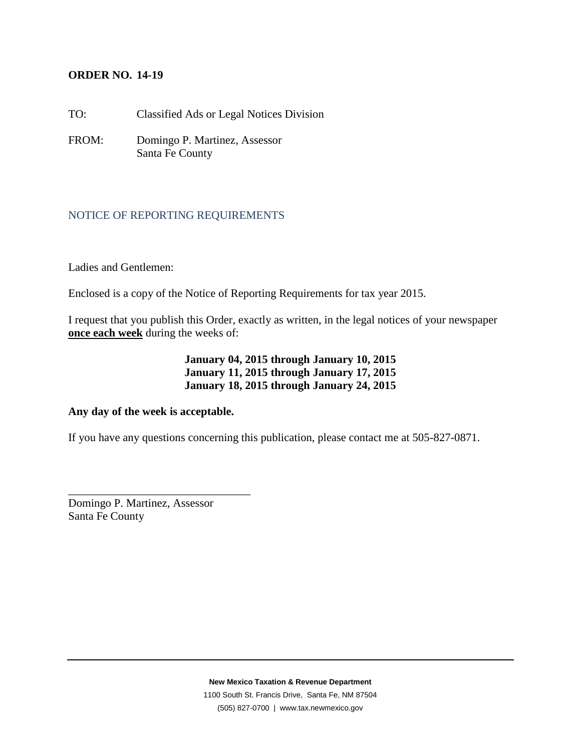**ORDER NO. 14-19**

TO: Classified Ads or Legal Notices Division

FROM: Domingo P. Martinez, Assessor
Santa Fe County

## NOTICE OF REPORTING REQUIREMENTS

Ladies and Gentlemen:

Enclosed is a copy of the Notice of Reporting Requirements for tax year 2015.

I request that you publish this Order, exactly as written, in the legal notices of your newspaper **once each week** during the weeks of:

**January 04, 2015 through January 10, 2015**
**January 11, 2015 through January 17, 2015**
**January 18, 2015 through January 24, 2015**

**Any day of the week is acceptable.**

If you have any questions concerning this publication, please contact me at 505-827-0871.

________________________________
Domingo P. Martinez, Assessor
Santa Fe County

**New Mexico Taxation & Revenue Department**
1100 South St. Francis Drive, Santa Fe, NM 87504
(505) 827-0700 | www.tax.newmexico.gov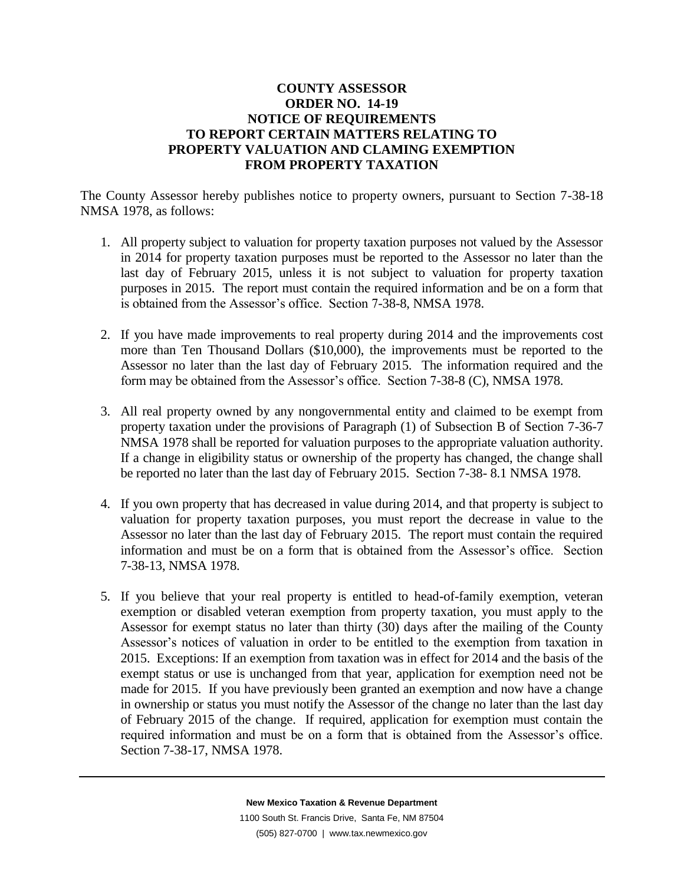# COUNTY ASSESSOR
# ORDER NO. 14-19
# NOTICE OF REQUIREMENTS TO REPORT CERTAIN MATTERS RELATING TO PROPERTY VALUATION AND CLAMING EXEMPTION FROM PROPERTY TAXATION

The County Assessor hereby publishes notice to property owners, pursuant to Section 7-38-18 NMSA 1978, as follows:

1. All property subject to valuation for property taxation purposes not valued by the Assessor in 2014 for property taxation purposes must be reported to the Assessor no later than the last day of February 2015, unless it is not subject to valuation for property taxation purposes in 2015. The report must contain the required information and be on a form that is obtained from the Assessor's office. Section 7-38-8, NMSA 1978.

2. If you have made improvements to real property during 2014 and the improvements cost more than Ten Thousand Dollars ($10,000), the improvements must be reported to the Assessor no later than the last day of February 2015. The information required and the form may be obtained from the Assessor's office. Section 7-38-8 (C), NMSA 1978.

3. All real property owned by any nongovernmental entity and claimed to be exempt from property taxation under the provisions of Paragraph (1) of Subsection B of Section 7-36-7 NMSA 1978 shall be reported for valuation purposes to the appropriate valuation authority. If a change in eligibility status or ownership of the property has changed, the change shall be reported no later than the last day of February 2015. Section 7-38- 8.1 NMSA 1978.

4. If you own property that has decreased in value during 2014, and that property is subject to valuation for property taxation purposes, you must report the decrease in value to the Assessor no later than the last day of February 2015. The report must contain the required information and must be on a form that is obtained from the Assessor's office. Section 7-38-13, NMSA 1978.

5. If you believe that your real property is entitled to head-of-family exemption, veteran exemption or disabled veteran exemption from property taxation, you must apply to the Assessor for exempt status no later than thirty (30) days after the mailing of the County Assessor's notices of valuation in order to be entitled to the exemption from taxation in 2015. Exceptions: If an exemption from taxation was in effect for 2014 and the basis of the exempt status or use is unchanged from that year, application for exemption need not be made for 2015. If you have previously been granted an exemption and now have a change in ownership or status you must notify the Assessor of the change no later than the last day of February 2015 of the change. If required, application for exemption must contain the required information and must be on a form that is obtained from the Assessor's office. Section 7-38-17, NMSA 1978.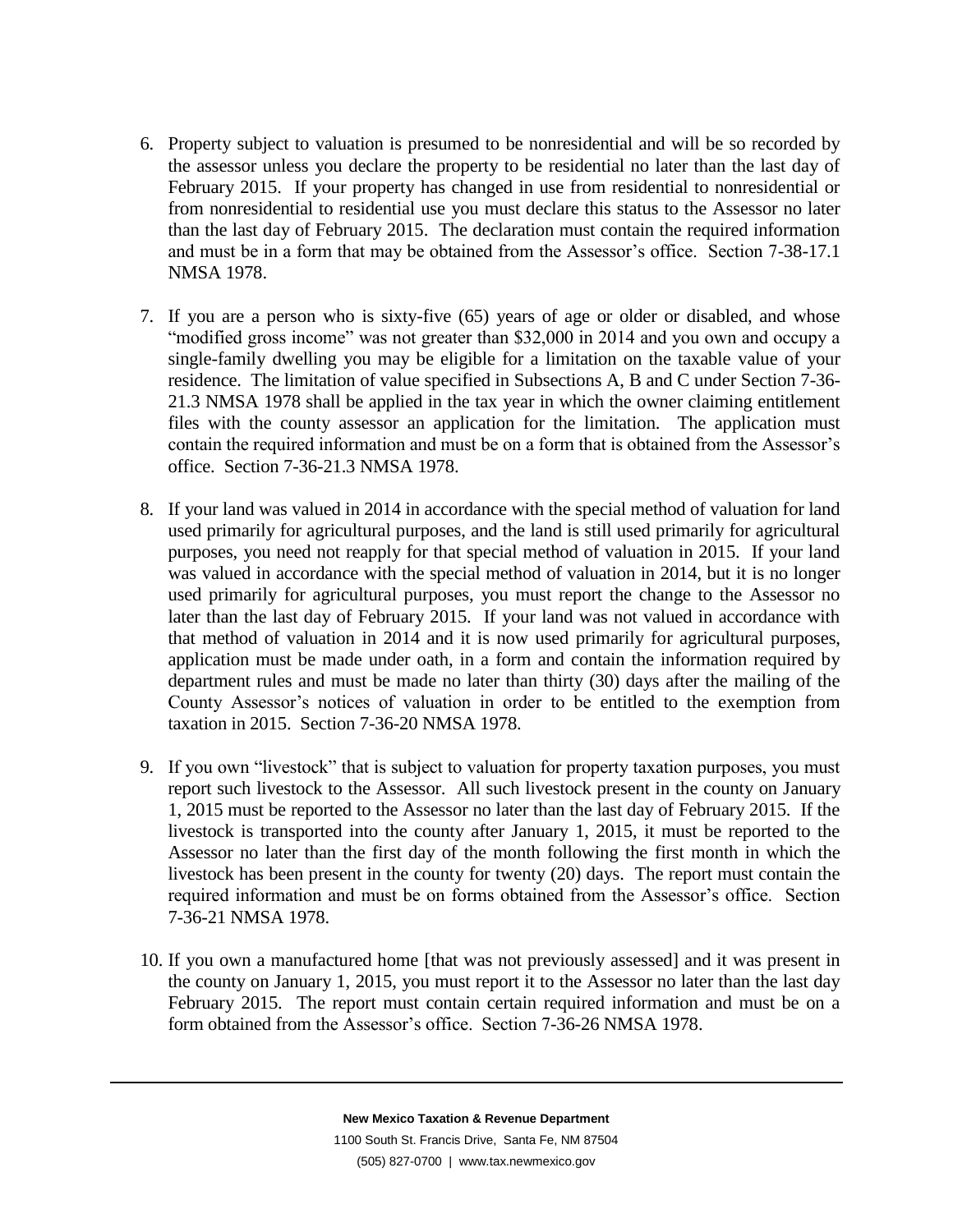6. Property subject to valuation is presumed to be nonresidential and will be so recorded by the assessor unless you declare the property to be residential no later than the last day of February 2015. If your property has changed in use from residential to nonresidential or from nonresidential to residential use you must declare this status to the Assessor no later than the last day of February 2015. The declaration must contain the required information and must be in a form that may be obtained from the Assessor's office. Section 7-38-17.1 NMSA 1978.

7. If you are a person who is sixty-five (65) years of age or older or disabled, and whose "modified gross income" was not greater than $32,000 in 2014 and you own and occupy a single-family dwelling you may be eligible for a limitation on the taxable value of your residence. The limitation of value specified in Subsections A, B and C under Section 7-36-21.3 NMSA 1978 shall be applied in the tax year in which the owner claiming entitlement files with the county assessor an application for the limitation. The application must contain the required information and must be on a form that is obtained from the Assessor's office. Section 7-36-21.3 NMSA 1978.

8. If your land was valued in 2014 in accordance with the special method of valuation for land used primarily for agricultural purposes, and the land is still used primarily for agricultural purposes, you need not reapply for that special method of valuation in 2015. If your land was valued in accordance with the special method of valuation in 2014, but it is no longer used primarily for agricultural purposes, you must report the change to the Assessor no later than the last day of February 2015. If your land was not valued in accordance with that method of valuation in 2014 and it is now used primarily for agricultural purposes, application must be made under oath, in a form and contain the information required by department rules and must be made no later than thirty (30) days after the mailing of the County Assessor's notices of valuation in order to be entitled to the exemption from taxation in 2015. Section 7-36-20 NMSA 1978.

9. If you own "livestock" that is subject to valuation for property taxation purposes, you must report such livestock to the Assessor. All such livestock present in the county on January 1, 2015 must be reported to the Assessor no later than the last day of February 2015. If the livestock is transported into the county after January 1, 2015, it must be reported to the Assessor no later than the first day of the month following the first month in which the livestock has been present in the county for twenty (20) days. The report must contain the required information and must be on forms obtained from the Assessor's office. Section 7-36-21 NMSA 1978.

10. If you own a manufactured home [that was not previously assessed] and it was present in the county on January 1, 2015, you must report it to the Assessor no later than the last day February 2015. The report must contain certain required information and must be on a form obtained from the Assessor's office. Section 7-36-26 NMSA 1978.

**New Mexico Taxation & Revenue Department**
1100 South St. Francis Drive, Santa Fe, NM 87504
(505) 827-0700 | www.tax.newmexico.gov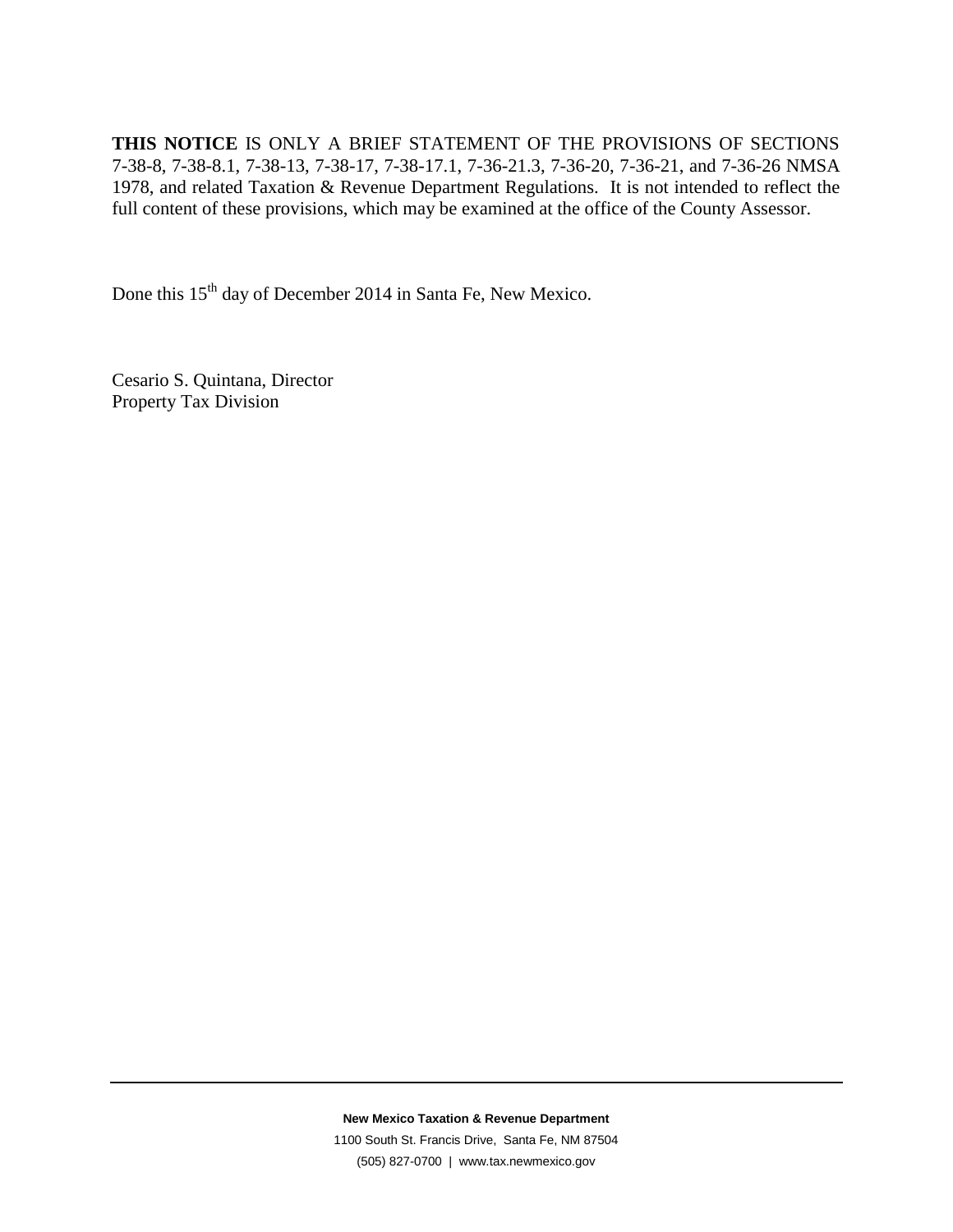**THIS NOTICE** IS ONLY A BRIEF STATEMENT OF THE PROVISIONS OF SECTIONS 7-38-8, 7-38-8.1, 7-38-13, 7-38-17, 7-38-17.1, 7-36-21.3, 7-36-20, 7-36-21, and 7-36-26 NMSA 1978, and related Taxation & Revenue Department Regulations. It is not intended to reflect the full content of these provisions, which may be examined at the office of the County Assessor.

Done this 15th day of December 2014 in Santa Fe, New Mexico.

Cesario S. Quintana, Director
Property Tax Division

**New Mexico Taxation & Revenue Department**
1100 South St. Francis Drive, Santa Fe, NM 87504
(505) 827-0700 | www.tax.newmexico.gov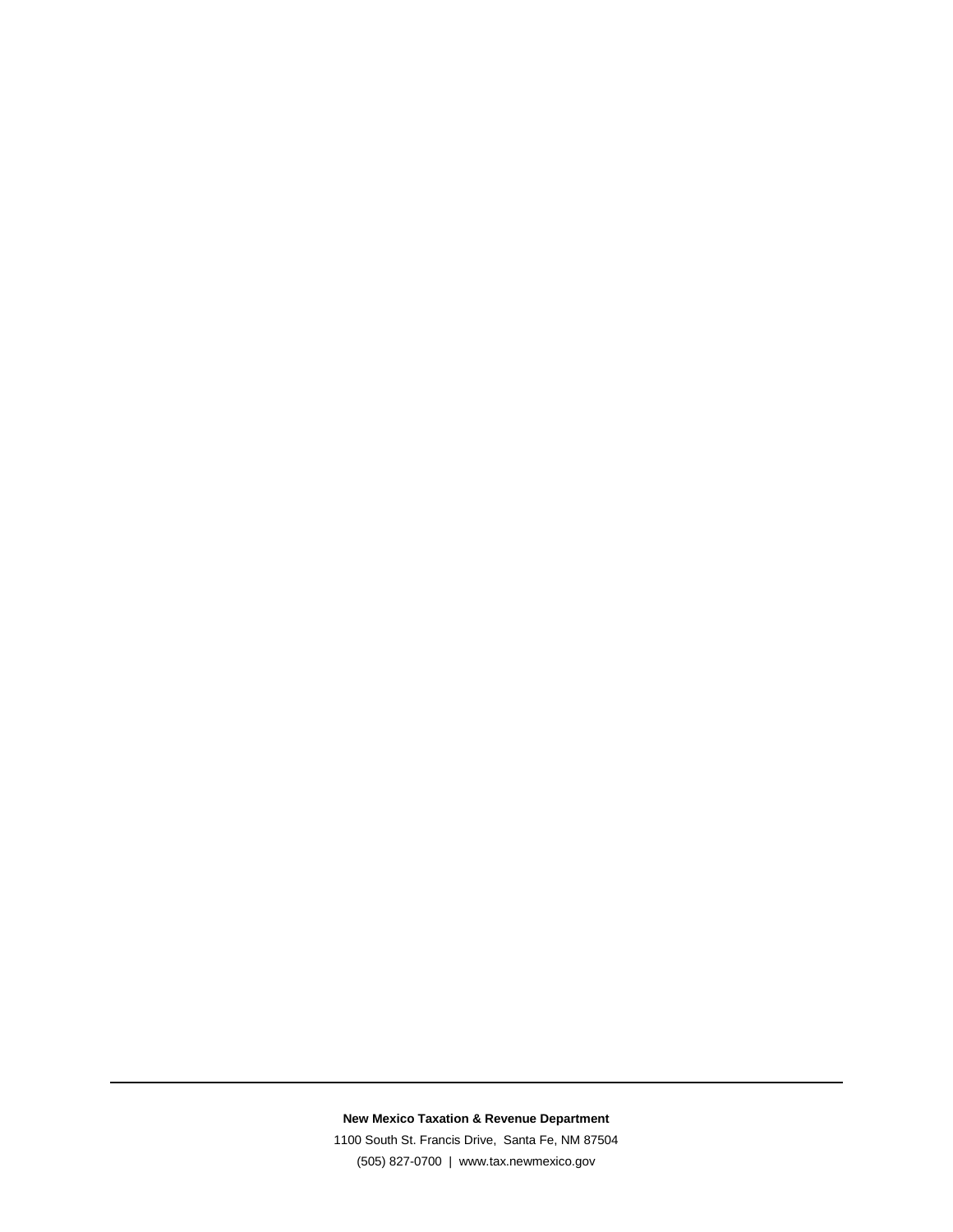**New Mexico Taxation & Revenue Department**

1100 South St. Francis Drive, Santa Fe, NM 87504

(505) 827-0700 | www.tax.newmexico.gov